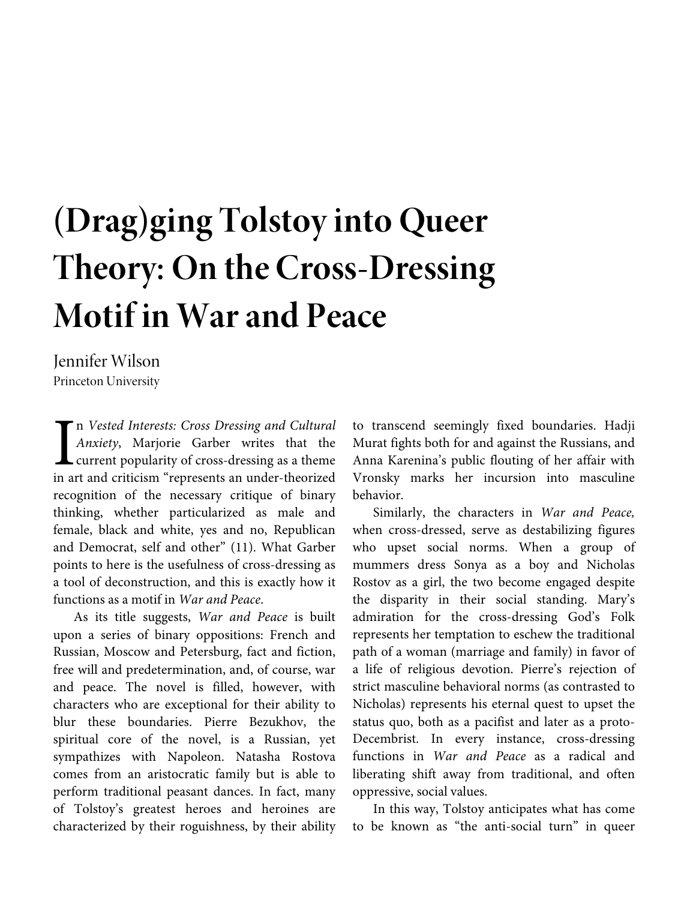# (Drag)ging Tolstoy into Queer Theory: On the Cross-Dressing Motif in War and Peace

Jennifer Wilson
Princeton University

In *Vested Interests: Cross Dressing and Cultural Anxiety*, Marjorie Garber writes that the current popularity of cross-dressing as a theme in art and criticism "represents an under-theorized recognition of the necessary critique of binary thinking, whether particularized as male and female, black and white, yes and no, Republican and Democrat, self and other" (11). What Garber points to here is the usefulness of cross-dressing as a tool of deconstruction, and this is exactly how it functions as a motif in *War and Peace*.

As its title suggests, *War and Peace* is built upon a series of binary oppositions: French and Russian, Moscow and Petersburg, fact and fiction, free will and predetermination, and, of course, war and peace. The novel is filled, however, with characters who are exceptional for their ability to blur these boundaries. Pierre Bezukhov, the spiritual core of the novel, is a Russian, yet sympathizes with Napoleon. Natasha Rostova comes from an aristocratic family but is able to perform traditional peasant dances. In fact, many of Tolstoy's greatest heroes and heroines are characterized by their roguishness, by their ability to transcend seemingly fixed boundaries. Hadji Murat fights both for and against the Russians, and Anna Karenina's public flouting of her affair with Vronsky marks her incursion into masculine behavior.

Similarly, the characters in *War and Peace,* when cross-dressed, serve as destabilizing figures who upset social norms. When a group of mummers dress Sonya as a boy and Nicholas Rostov as a girl, the two become engaged despite the disparity in their social standing. Mary's admiration for the cross-dressing God's Folk represents her temptation to eschew the traditional path of a woman (marriage and family) in favor of a life of religious devotion. Pierre's rejection of strict masculine behavioral norms (as contrasted to Nicholas) represents his eternal quest to upset the status quo, both as a pacifist and later as a proto-Decembrist. In every instance, cross-dressing functions in *War and Peace* as a radical and liberating shift away from traditional, and often oppressive, social values.

In this way, Tolstoy anticipates what has come to be known as "the anti-social turn" in queer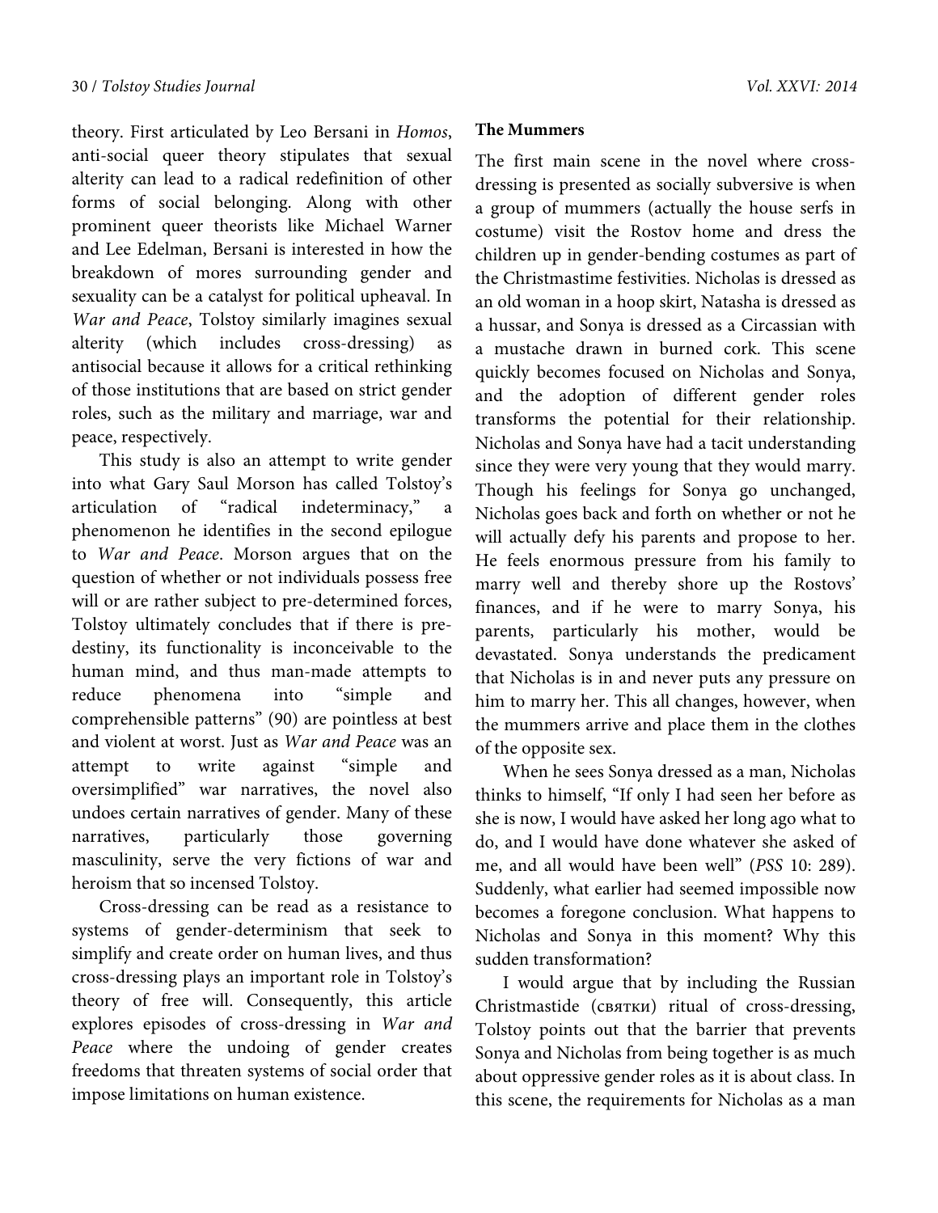theory. First articulated by Leo Bersani in *Homos*, anti-social queer theory stipulates that sexual alterity can lead to a radical redefinition of other forms of social belonging. Along with other prominent queer theorists like Michael Warner and Lee Edelman, Bersani is interested in how the breakdown of mores surrounding gender and sexuality can be a catalyst for political upheaval. In *War and Peace*, Tolstoy similarly imagines sexual alterity (which includes cross-dressing) as antisocial because it allows for a critical rethinking of those institutions that are based on strict gender roles, such as the military and marriage, war and peace, respectively.

This study is also an attempt to write gender into what Gary Saul Morson has called Tolstoy's articulation of "radical indeterminacy," a phenomenon he identifies in the second epilogue to *War and Peace*. Morson argues that on the question of whether or not individuals possess free will or are rather subject to pre-determined forces, Tolstoy ultimately concludes that if there is pre-destiny, its functionality is inconceivable to the human mind, and thus man-made attempts to reduce phenomena into "simple and comprehensible patterns" (90) are pointless at best and violent at worst. Just as *War and Peace* was an attempt to write against "simple and oversimplified" war narratives, the novel also undoes certain narratives of gender. Many of these narratives, particularly those governing masculinity, serve the very fictions of war and heroism that so incensed Tolstoy.

Cross-dressing can be read as a resistance to systems of gender-determinism that seek to simplify and create order on human lives, and thus cross-dressing plays an important role in Tolstoy's theory of free will. Consequently, this article explores episodes of cross-dressing in *War and Peace* where the undoing of gender creates freedoms that threaten systems of social order that impose limitations on human existence.

**The Mummers**

The first main scene in the novel where cross-dressing is presented as socially subversive is when a group of mummers (actually the house serfs in costume) visit the Rostov home and dress the children up in gender-bending costumes as part of the Christmastime festivities. Nicholas is dressed as an old woman in a hoop skirt, Natasha is dressed as a hussar, and Sonya is dressed as a Circassian with a mustache drawn in burned cork. This scene quickly becomes focused on Nicholas and Sonya, and the adoption of different gender roles transforms the potential for their relationship. Nicholas and Sonya have had a tacit understanding since they were very young that they would marry. Though his feelings for Sonya go unchanged, Nicholas goes back and forth on whether or not he will actually defy his parents and propose to her. He feels enormous pressure from his family to marry well and thereby shore up the Rostovs' finances, and if he were to marry Sonya, his parents, particularly his mother, would be devastated. Sonya understands the predicament that Nicholas is in and never puts any pressure on him to marry her. This all changes, however, when the mummers arrive and place them in the clothes of the opposite sex.

When he sees Sonya dressed as a man, Nicholas thinks to himself, "If only I had seen her before as she is now, I would have asked her long ago what to do, and I would have done whatever she asked of me, and all would have been well" (*PSS* 10: 289). Suddenly, what earlier had seemed impossible now becomes a foregone conclusion. What happens to Nicholas and Sonya in this moment? Why this sudden transformation?

I would argue that by including the Russian Christmastide (святки) ritual of cross-dressing, Tolstoy points out that the barrier that prevents Sonya and Nicholas from being together is as much about oppressive gender roles as it is about class. In this scene, the requirements for Nicholas as a man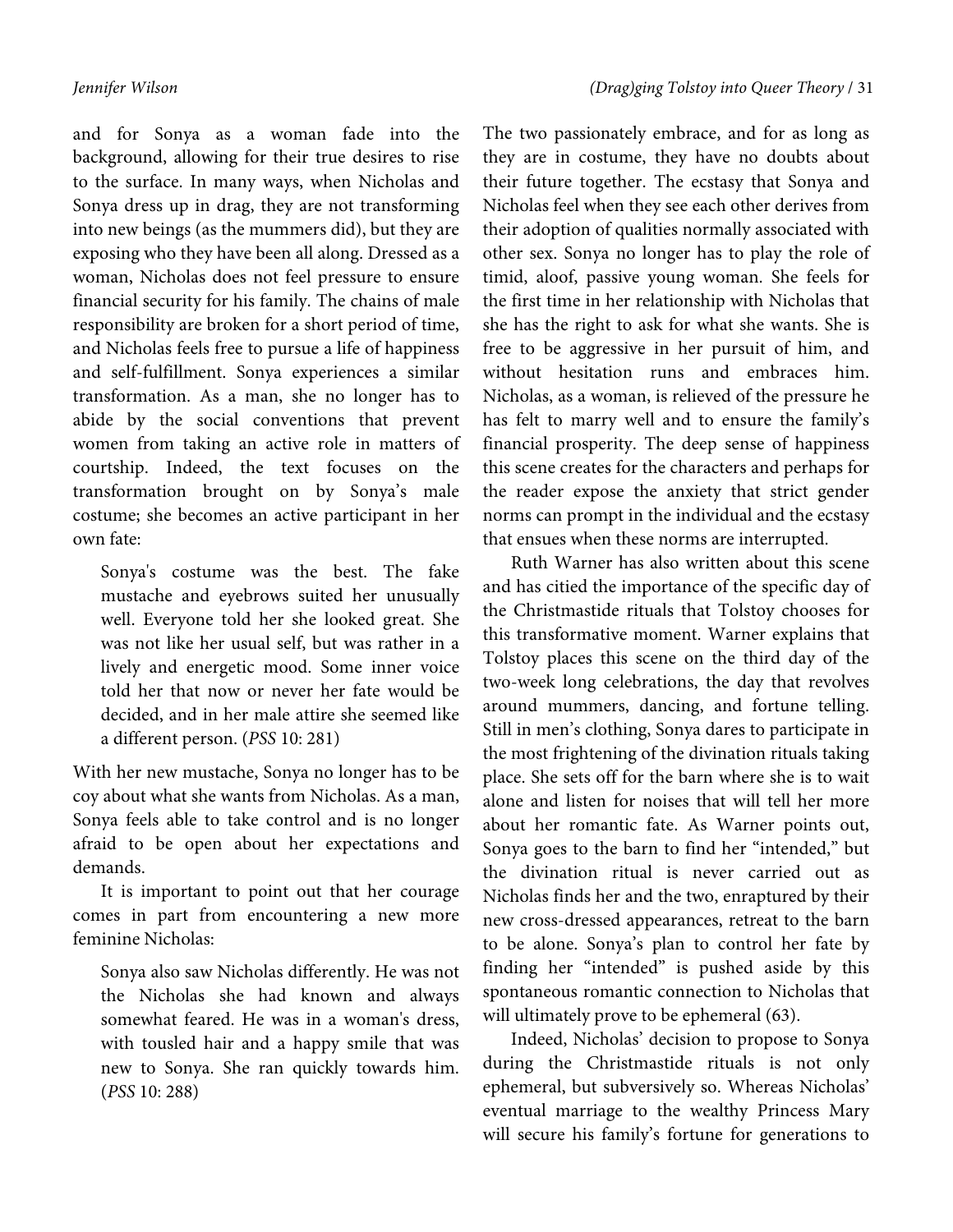and for Sonya as a woman fade into the background, allowing for their true desires to rise to the surface. In many ways, when Nicholas and Sonya dress up in drag, they are not transforming into new beings (as the mummers did), but they are exposing who they have been all along. Dressed as a woman, Nicholas does not feel pressure to ensure financial security for his family. The chains of male responsibility are broken for a short period of time, and Nicholas feels free to pursue a life of happiness and self-fulfillment. Sonya experiences a similar transformation. As a man, she no longer has to abide by the social conventions that prevent women from taking an active role in matters of courtship. Indeed, the text focuses on the transformation brought on by Sonya's male costume; she becomes an active participant in her own fate:

> Sonya's costume was the best. The fake mustache and eyebrows suited her unusually well. Everyone told her she looked great. She was not like her usual self, but was rather in a lively and energetic mood. Some inner voice told her that now or never her fate would be decided, and in her male attire she seemed like a different person. (*PSS* 10: 281)

With her new mustache, Sonya no longer has to be coy about what she wants from Nicholas. As a man, Sonya feels able to take control and is no longer afraid to be open about her expectations and demands.

It is important to point out that her courage comes in part from encountering a new more feminine Nicholas:

> Sonya also saw Nicholas differently. He was not the Nicholas she had known and always somewhat feared. He was in a woman's dress, with tousled hair and a happy smile that was new to Sonya. She ran quickly towards him. (*PSS* 10: 288)

The two passionately embrace, and for as long as they are in costume, they have no doubts about their future together. The ecstasy that Sonya and Nicholas feel when they see each other derives from their adoption of qualities normally associated with other sex. Sonya no longer has to play the role of timid, aloof, passive young woman. She feels for the first time in her relationship with Nicholas that she has the right to ask for what she wants. She is free to be aggressive in her pursuit of him, and without hesitation runs and embraces him. Nicholas, as a woman, is relieved of the pressure he has felt to marry well and to ensure the family's financial prosperity. The deep sense of happiness this scene creates for the characters and perhaps for the reader expose the anxiety that strict gender norms can prompt in the individual and the ecstasy that ensues when these norms are interrupted.

Ruth Warner has also written about this scene and has citied the importance of the specific day of the Christmastide rituals that Tolstoy chooses for this transformative moment. Warner explains that Tolstoy places this scene on the third day of the two-week long celebrations, the day that revolves around mummers, dancing, and fortune telling. Still in men's clothing, Sonya dares to participate in the most frightening of the divination rituals taking place. She sets off for the barn where she is to wait alone and listen for noises that will tell her more about her romantic fate. As Warner points out, Sonya goes to the barn to find her "intended," but the divination ritual is never carried out as Nicholas finds her and the two, enraptured by their new cross-dressed appearances, retreat to the barn to be alone. Sonya's plan to control her fate by finding her "intended" is pushed aside by this spontaneous romantic connection to Nicholas that will ultimately prove to be ephemeral (63).

Indeed, Nicholas' decision to propose to Sonya during the Christmastide rituals is not only ephemeral, but subversively so. Whereas Nicholas' eventual marriage to the wealthy Princess Mary will secure his family's fortune for generations to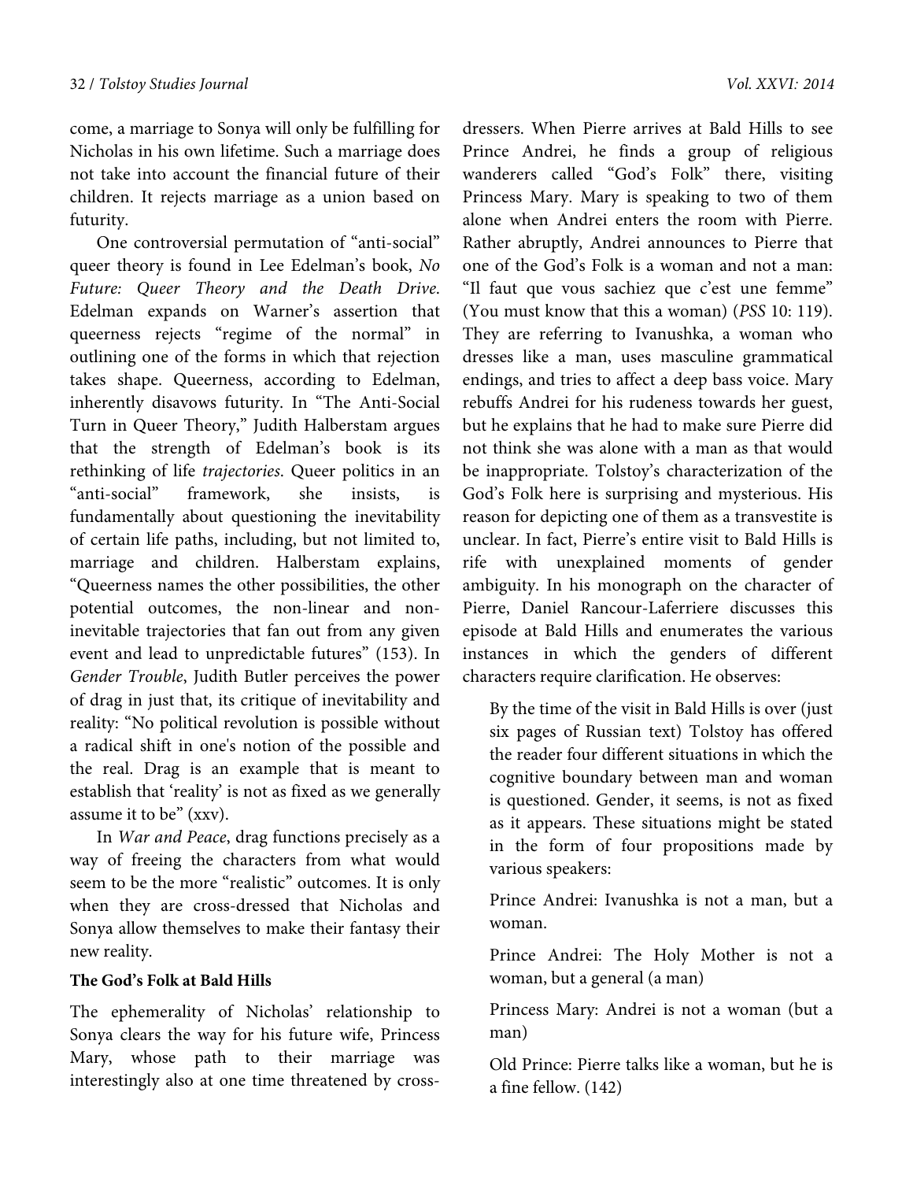come, a marriage to Sonya will only be fulfilling for Nicholas in his own lifetime. Such a marriage does not take into account the financial future of their children. It rejects marriage as a union based on futurity.

One controversial permutation of "anti-social" queer theory is found in Lee Edelman's book, *No Future: Queer Theory and the Death Drive*. Edelman expands on Warner's assertion that queerness rejects "regime of the normal" in outlining one of the forms in which that rejection takes shape. Queerness, according to Edelman, inherently disavows futurity. In "The Anti-Social Turn in Queer Theory," Judith Halberstam argues that the strength of Edelman's book is its rethinking of life *trajectories*. Queer politics in an "anti-social" framework, she insists, is fundamentally about questioning the inevitability of certain life paths, including, but not limited to, marriage and children. Halberstam explains, "Queerness names the other possibilities, the other potential outcomes, the non-linear and non-inevitable trajectories that fan out from any given event and lead to unpredictable futures" (153). In *Gender Trouble*, Judith Butler perceives the power of drag in just that, its critique of inevitability and reality: "No political revolution is possible without a radical shift in one's notion of the possible and the real. Drag is an example that is meant to establish that 'reality' is not as fixed as we generally assume it to be" (xxv).

In *War and Peace*, drag functions precisely as a way of freeing the characters from what would seem to be the more "realistic" outcomes. It is only when they are cross-dressed that Nicholas and Sonya allow themselves to make their fantasy their new reality.

**The God's Folk at Bald Hills**

The ephemerality of Nicholas' relationship to Sonya clears the way for his future wife, Princess Mary, whose path to their marriage was interestingly also at one time threatened by cross-dressers. When Pierre arrives at Bald Hills to see Prince Andrei, he finds a group of religious wanderers called "God's Folk" there, visiting Princess Mary. Mary is speaking to two of them alone when Andrei enters the room with Pierre. Rather abruptly, Andrei announces to Pierre that one of the God's Folk is a woman and not a man: "Il faut que vous sachiez que c'est une femme" (You must know that this a woman) (*PSS* 10: 119). They are referring to Ivanushka, a woman who dresses like a man, uses masculine grammatical endings, and tries to affect a deep bass voice. Mary rebuffs Andrei for his rudeness towards her guest, but he explains that he had to make sure Pierre did not think she was alone with a man as that would be inappropriate. Tolstoy's characterization of the God's Folk here is surprising and mysterious. His reason for depicting one of them as a transvestite is unclear. In fact, Pierre's entire visit to Bald Hills is rife with unexplained moments of gender ambiguity. In his monograph on the character of Pierre, Daniel Rancour-Laferriere discusses this episode at Bald Hills and enumerates the various instances in which the genders of different characters require clarification. He observes:

> By the time of the visit in Bald Hills is over (just six pages of Russian text) Tolstoy has offered the reader four different situations in which the cognitive boundary between man and woman is questioned. Gender, it seems, is not as fixed as it appears. These situations might be stated in the form of four propositions made by various speakers:
>
> Prince Andrei: Ivanushka is not a man, but a woman.
>
> Prince Andrei: The Holy Mother is not a woman, but a general (a man)
>
> Princess Mary: Andrei is not a woman (but a man)
>
> Old Prince: Pierre talks like a woman, but he is a fine fellow. (142)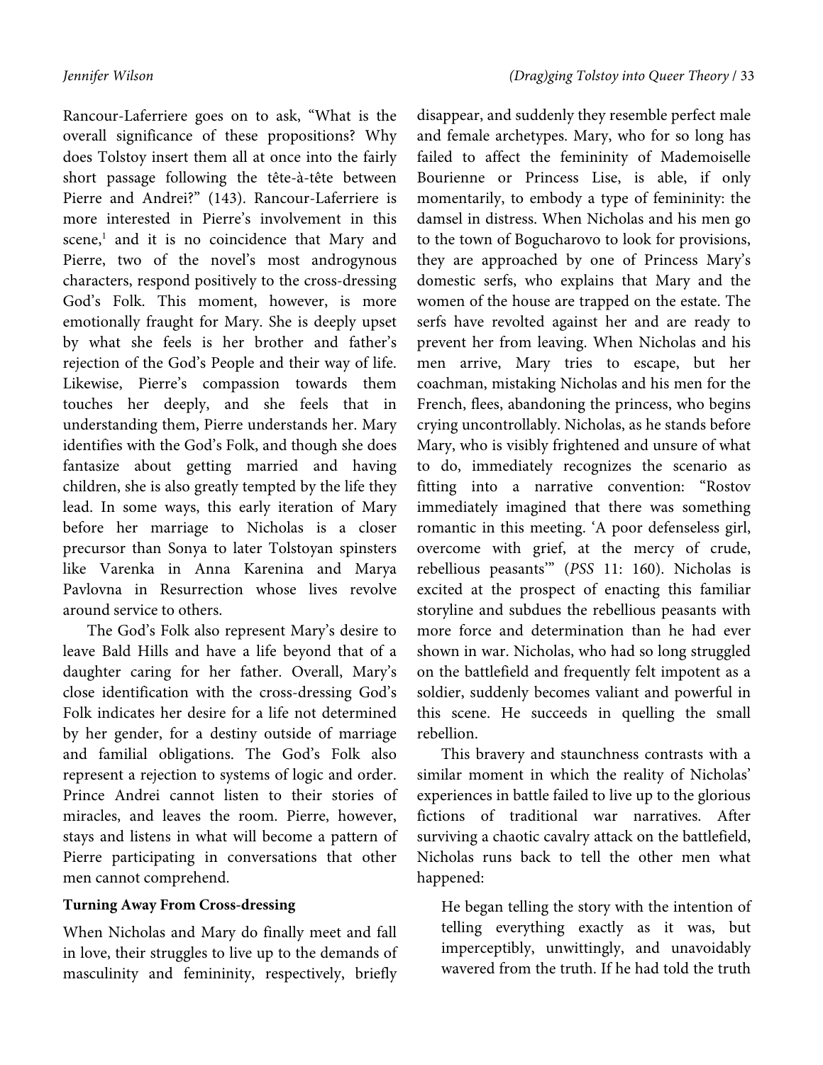Rancour-Laferriere goes on to ask, "What is the overall significance of these propositions? Why does Tolstoy insert them all at once into the fairly short passage following the tête-à-tête between Pierre and Andrei?" (143). Rancour-Laferriere is more interested in Pierre's involvement in this scene,[1] and it is no coincidence that Mary and Pierre, two of the novel's most androgynous characters, respond positively to the cross-dressing God's Folk. This moment, however, is more emotionally fraught for Mary. She is deeply upset by what she feels is her brother and father's rejection of the God's People and their way of life. Likewise, Pierre's compassion towards them touches her deeply, and she feels that in understanding them, Pierre understands her. Mary identifies with the God's Folk, and though she does fantasize about getting married and having children, she is also greatly tempted by the life they lead. In some ways, this early iteration of Mary before her marriage to Nicholas is a closer precursor than Sonya to later Tolstoyan spinsters like Varenka in Anna Karenina and Marya Pavlovna in Resurrection whose lives revolve around service to others.

The God's Folk also represent Mary's desire to leave Bald Hills and have a life beyond that of a daughter caring for her father. Overall, Mary's close identification with the cross-dressing God's Folk indicates her desire for a life not determined by her gender, for a destiny outside of marriage and familial obligations. The God's Folk also represent a rejection to systems of logic and order. Prince Andrei cannot listen to their stories of miracles, and leaves the room. Pierre, however, stays and listens in what will become a pattern of Pierre participating in conversations that other men cannot comprehend.

**Turning Away From Cross-dressing**

When Nicholas and Mary do finally meet and fall in love, their struggles to live up to the demands of masculinity and femininity, respectively, briefly disappear, and suddenly they resemble perfect male and female archetypes. Mary, who for so long has failed to affect the femininity of Mademoiselle Bourienne or Princess Lise, is able, if only momentarily, to embody a type of femininity: the damsel in distress. When Nicholas and his men go to the town of Bogucharovo to look for provisions, they are approached by one of Princess Mary's domestic serfs, who explains that Mary and the women of the house are trapped on the estate. The serfs have revolted against her and are ready to prevent her from leaving. When Nicholas and his men arrive, Mary tries to escape, but her coachman, mistaking Nicholas and his men for the French, flees, abandoning the princess, who begins crying uncontrollably. Nicholas, as he stands before Mary, who is visibly frightened and unsure of what to do, immediately recognizes the scenario as fitting into a narrative convention: "Rostov immediately imagined that there was something romantic in this meeting. 'A poor defenseless girl, overcome with grief, at the mercy of crude, rebellious peasants'" (*PSS* 11: 160). Nicholas is excited at the prospect of enacting this familiar storyline and subdues the rebellious peasants with more force and determination than he had ever shown in war. Nicholas, who had so long struggled on the battlefield and frequently felt impotent as a soldier, suddenly becomes valiant and powerful in this scene. He succeeds in quelling the small rebellion.

This bravery and staunchness contrasts with a similar moment in which the reality of Nicholas' experiences in battle failed to live up to the glorious fictions of traditional war narratives. After surviving a chaotic cavalry attack on the battlefield, Nicholas runs back to tell the other men what happened:

> He began telling the story with the intention of telling everything exactly as it was, but imperceptibly, unwittingly, and unavoidably wavered from the truth. If he had told the truth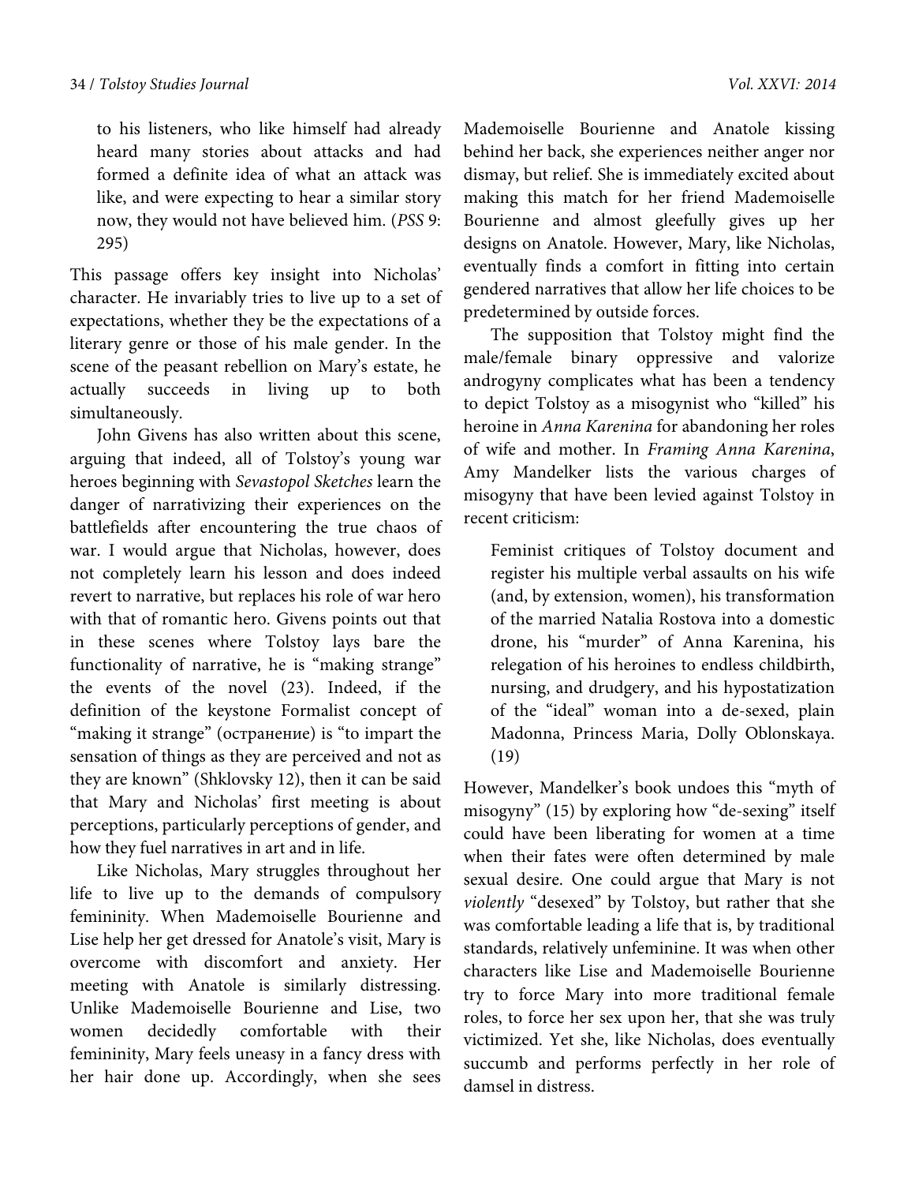> to his listeners, who like himself had already heard many stories about attacks and had formed a definite idea of what an attack was like, and were expecting to hear a similar story now, they would not have believed him. (*PSS* 9: 295)

This passage offers key insight into Nicholas' character. He invariably tries to live up to a set of expectations, whether they be the expectations of a literary genre or those of his male gender. In the scene of the peasant rebellion on Mary's estate, he actually succeeds in living up to both simultaneously.

John Givens has also written about this scene, arguing that indeed, all of Tolstoy's young war heroes beginning with *Sevastopol Sketches* learn the danger of narrativizing their experiences on the battlefields after encountering the true chaos of war. I would argue that Nicholas, however, does not completely learn his lesson and does indeed revert to narrative, but replaces his role of war hero with that of romantic hero. Givens points out that in these scenes where Tolstoy lays bare the functionality of narrative, he is "making strange" the events of the novel (23). Indeed, if the definition of the keystone Formalist concept of "making it strange" (остранение) is "to impart the sensation of things as they are perceived and not as they are known" (Shklovsky 12), then it can be said that Mary and Nicholas' first meeting is about perceptions, particularly perceptions of gender, and how they fuel narratives in art and in life.

Like Nicholas, Mary struggles throughout her life to live up to the demands of compulsory femininity. When Mademoiselle Bourienne and Lise help her get dressed for Anatole's visit, Mary is overcome with discomfort and anxiety. Her meeting with Anatole is similarly distressing. Unlike Mademoiselle Bourienne and Lise, two women decidedly comfortable with their femininity, Mary feels uneasy in a fancy dress with her hair done up. Accordingly, when she sees Mademoiselle Bourienne and Anatole kissing behind her back, she experiences neither anger nor dismay, but relief. She is immediately excited about making this match for her friend Mademoiselle Bourienne and almost gleefully gives up her designs on Anatole. However, Mary, like Nicholas, eventually finds a comfort in fitting into certain gendered narratives that allow her life choices to be predetermined by outside forces.

The supposition that Tolstoy might find the male/female binary oppressive and valorize androgyny complicates what has been a tendency to depict Tolstoy as a misogynist who "killed" his heroine in *Anna Karenina* for abandoning her roles of wife and mother. In *Framing Anna Karenina*, Amy Mandelker lists the various charges of misogyny that have been levied against Tolstoy in recent criticism:

> Feminist critiques of Tolstoy document and register his multiple verbal assaults on his wife (and, by extension, women), his transformation of the married Natalia Rostova into a domestic drone, his "murder" of Anna Karenina, his relegation of his heroines to endless childbirth, nursing, and drudgery, and his hypostatization of the "ideal" woman into a de-sexed, plain Madonna, Princess Maria, Dolly Oblonskaya. (19)

However, Mandelker's book undoes this "myth of misogyny" (15) by exploring how "de-sexing" itself could have been liberating for women at a time when their fates were often determined by male sexual desire. One could argue that Mary is not *violently* "desexed" by Tolstoy, but rather that she was comfortable leading a life that is, by traditional standards, relatively unfeminine. It was when other characters like Lise and Mademoiselle Bourienne try to force Mary into more traditional female roles, to force her sex upon her, that she was truly victimized. Yet she, like Nicholas, does eventually succumb and performs perfectly in her role of damsel in distress.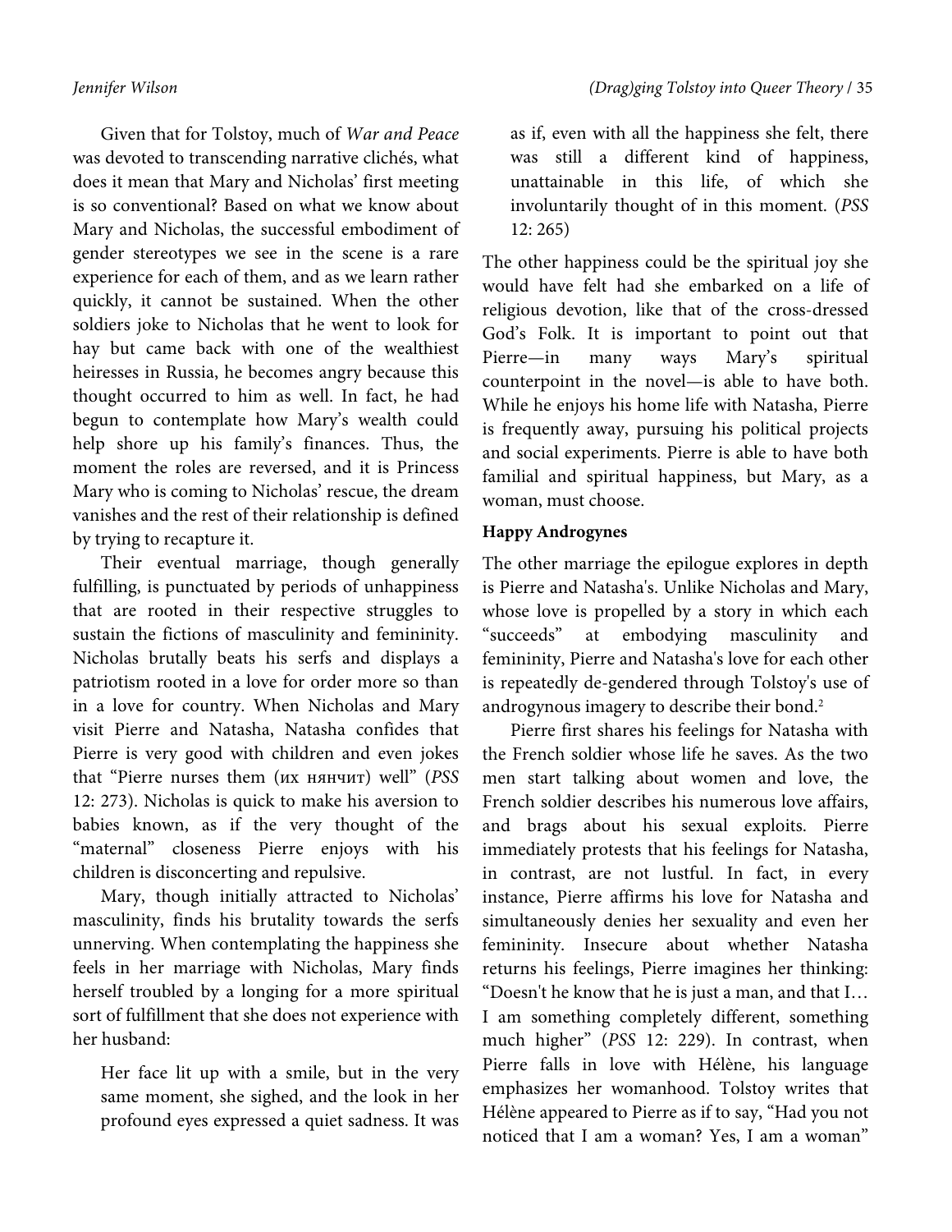Given that for Tolstoy, much of *War and Peace* was devoted to transcending narrative clichés, what does it mean that Mary and Nicholas' first meeting is so conventional? Based on what we know about Mary and Nicholas, the successful embodiment of gender stereotypes we see in the scene is a rare experience for each of them, and as we learn rather quickly, it cannot be sustained. When the other soldiers joke to Nicholas that he went to look for hay but came back with one of the wealthiest heiresses in Russia, he becomes angry because this thought occurred to him as well. In fact, he had begun to contemplate how Mary's wealth could help shore up his family's finances. Thus, the moment the roles are reversed, and it is Princess Mary who is coming to Nicholas' rescue, the dream vanishes and the rest of their relationship is defined by trying to recapture it.

Their eventual marriage, though generally fulfilling, is punctuated by periods of unhappiness that are rooted in their respective struggles to sustain the fictions of masculinity and femininity. Nicholas brutally beats his serfs and displays a patriotism rooted in a love for order more so than in a love for country. When Nicholas and Mary visit Pierre and Natasha, Natasha confides that Pierre is very good with children and even jokes that "Pierre nurses them (их нянчит) well" (*PSS* 12: 273). Nicholas is quick to make his aversion to babies known, as if the very thought of the "maternal" closeness Pierre enjoys with his children is disconcerting and repulsive.

Mary, though initially attracted to Nicholas' masculinity, finds his brutality towards the serfs unnerving. When contemplating the happiness she feels in her marriage with Nicholas, Mary finds herself troubled by a longing for a more spiritual sort of fulfillment that she does not experience with her husband:

> Her face lit up with a smile, but in the very same moment, she sighed, and the look in her profound eyes expressed a quiet sadness. It was as if, even with all the happiness she felt, there was still a different kind of happiness, unattainable in this life, of which she involuntarily thought of in this moment. (*PSS* 12: 265)

The other happiness could be the spiritual joy she would have felt had she embarked on a life of religious devotion, like that of the cross-dressed God's Folk. It is important to point out that Pierre—in many ways Mary's spiritual counterpoint in the novel—is able to have both. While he enjoys his home life with Natasha, Pierre is frequently away, pursuing his political projects and social experiments. Pierre is able to have both familial and spiritual happiness, but Mary, as a woman, must choose.

**Happy Androgynes**

The other marriage the epilogue explores in depth is Pierre and Natasha's. Unlike Nicholas and Mary, whose love is propelled by a story in which each "succeeds" at embodying masculinity and femininity, Pierre and Natasha's love for each other is repeatedly de-gendered through Tolstoy's use of androgynous imagery to describe their bond.[2]

Pierre first shares his feelings for Natasha with the French soldier whose life he saves. As the two men start talking about women and love, the French soldier describes his numerous love affairs, and brags about his sexual exploits. Pierre immediately protests that his feelings for Natasha, in contrast, are not lustful. In fact, in every instance, Pierre affirms his love for Natasha and simultaneously denies her sexuality and even her femininity. Insecure about whether Natasha returns his feelings, Pierre imagines her thinking: "Doesn't he know that he is just a man, and that I… I am something completely different, something much higher" (*PSS* 12: 229). In contrast, when Pierre falls in love with Hélène, his language emphasizes her womanhood. Tolstoy writes that Hélène appeared to Pierre as if to say, "Had you not noticed that I am a woman? Yes, I am a woman"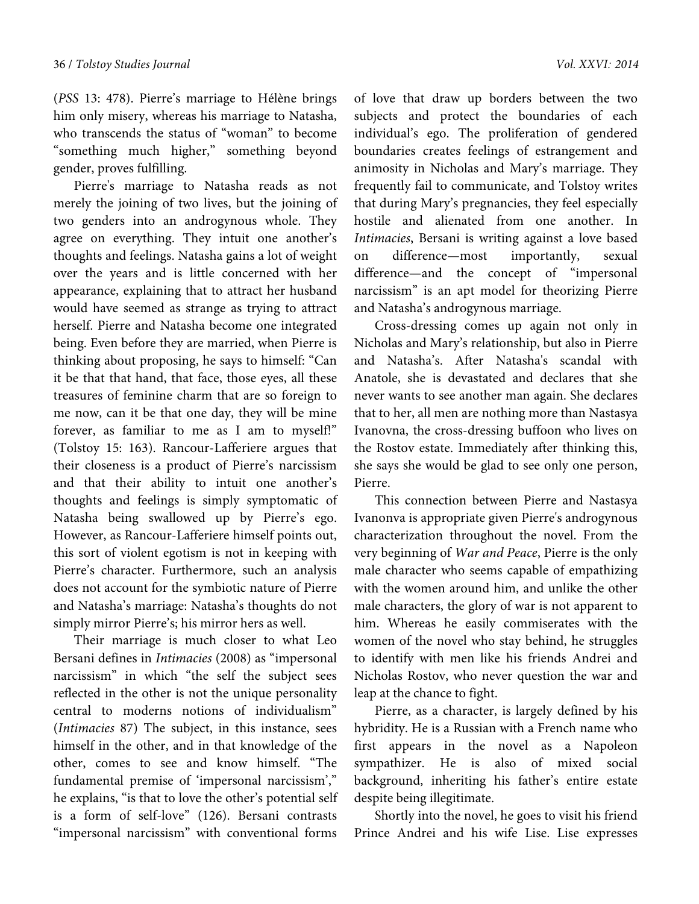(*PSS* 13: 478). Pierre's marriage to Hélène brings him only misery, whereas his marriage to Natasha, who transcends the status of "woman" to become "something much higher," something beyond gender, proves fulfilling.

Pierre's marriage to Natasha reads as not merely the joining of two lives, but the joining of two genders into an androgynous whole. They agree on everything. They intuit one another's thoughts and feelings. Natasha gains a lot of weight over the years and is little concerned with her appearance, explaining that to attract her husband would have seemed as strange as trying to attract herself. Pierre and Natasha become one integrated being. Even before they are married, when Pierre is thinking about proposing, he says to himself: "Can it be that that hand, that face, those eyes, all these treasures of feminine charm that are so foreign to me now, can it be that one day, they will be mine forever, as familiar to me as I am to myself!" (Tolstoy 15: 163). Rancour-Lafferiere argues that their closeness is a product of Pierre's narcissism and that their ability to intuit one another's thoughts and feelings is simply symptomatic of Natasha being swallowed up by Pierre's ego. However, as Rancour-Lafferiere himself points out, this sort of violent egotism is not in keeping with Pierre's character. Furthermore, such an analysis does not account for the symbiotic nature of Pierre and Natasha's marriage: Natasha's thoughts do not simply mirror Pierre's; his mirror hers as well.

Their marriage is much closer to what Leo Bersani defines in *Intimacies* (2008) as "impersonal narcissism" in which "the self the subject sees reflected in the other is not the unique personality central to moderns notions of individualism" (*Intimacies* 87) The subject, in this instance, sees himself in the other, and in that knowledge of the other, comes to see and know himself. "The fundamental premise of 'impersonal narcissism'," he explains, "is that to love the other's potential self is a form of self-love" (126). Bersani contrasts "impersonal narcissism" with conventional forms of love that draw up borders between the two subjects and protect the boundaries of each individual's ego. The proliferation of gendered boundaries creates feelings of estrangement and animosity in Nicholas and Mary's marriage. They frequently fail to communicate, and Tolstoy writes that during Mary's pregnancies, they feel especially hostile and alienated from one another. In *Intimacies*, Bersani is writing against a love based on difference—most importantly, sexual difference—and the concept of "impersonal narcissism" is an apt model for theorizing Pierre and Natasha's androgynous marriage.

Cross-dressing comes up again not only in Nicholas and Mary's relationship, but also in Pierre and Natasha's. After Natasha's scandal with Anatole, she is devastated and declares that she never wants to see another man again. She declares that to her, all men are nothing more than Nastasya Ivanovna, the cross-dressing buffoon who lives on the Rostov estate. Immediately after thinking this, she says she would be glad to see only one person, Pierre.

This connection between Pierre and Nastasya Ivanonva is appropriate given Pierre's androgynous characterization throughout the novel. From the very beginning of *War and Peace*, Pierre is the only male character who seems capable of empathizing with the women around him, and unlike the other male characters, the glory of war is not apparent to him. Whereas he easily commiserates with the women of the novel who stay behind, he struggles to identify with men like his friends Andrei and Nicholas Rostov, who never question the war and leap at the chance to fight.

Pierre, as a character, is largely defined by his hybridity. He is a Russian with a French name who first appears in the novel as a Napoleon sympathizer. He is also of mixed social background, inheriting his father's entire estate despite being illegitimate.

Shortly into the novel, he goes to visit his friend Prince Andrei and his wife Lise. Lise expresses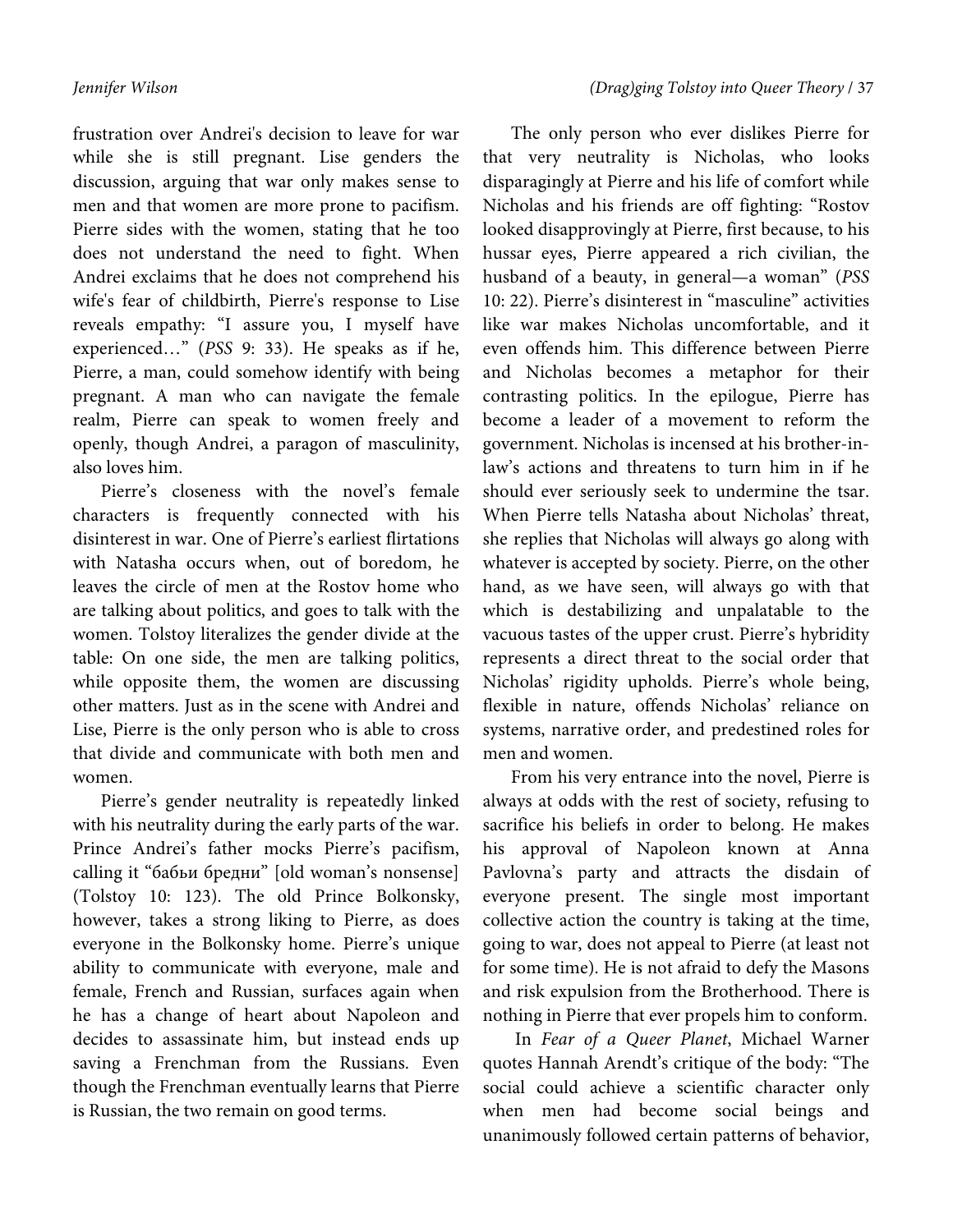frustration over Andrei's decision to leave for war while she is still pregnant. Lise genders the discussion, arguing that war only makes sense to men and that women are more prone to pacifism. Pierre sides with the women, stating that he too does not understand the need to fight. When Andrei exclaims that he does not comprehend his wife's fear of childbirth, Pierre's response to Lise reveals empathy: "I assure you, I myself have experienced…" (*PSS* 9: 33). He speaks as if he, Pierre, a man, could somehow identify with being pregnant. A man who can navigate the female realm, Pierre can speak to women freely and openly, though Andrei, a paragon of masculinity, also loves him.

Pierre's closeness with the novel's female characters is frequently connected with his disinterest in war. One of Pierre's earliest flirtations with Natasha occurs when, out of boredom, he leaves the circle of men at the Rostov home who are talking about politics, and goes to talk with the women. Tolstoy literalizes the gender divide at the table: On one side, the men are talking politics, while opposite them, the women are discussing other matters. Just as in the scene with Andrei and Lise, Pierre is the only person who is able to cross that divide and communicate with both men and women.

Pierre's gender neutrality is repeatedly linked with his neutrality during the early parts of the war. Prince Andrei's father mocks Pierre's pacifism, calling it "бабьи бредни" [old woman's nonsense] (Tolstoy 10: 123). The old Prince Bolkonsky, however, takes a strong liking to Pierre, as does everyone in the Bolkonsky home. Pierre's unique ability to communicate with everyone, male and female, French and Russian, surfaces again when he has a change of heart about Napoleon and decides to assassinate him, but instead ends up saving a Frenchman from the Russians. Even though the Frenchman eventually learns that Pierre is Russian, the two remain on good terms.

The only person who ever dislikes Pierre for that very neutrality is Nicholas, who looks disparagingly at Pierre and his life of comfort while Nicholas and his friends are off fighting: "Rostov looked disapprovingly at Pierre, first because, to his hussar eyes, Pierre appeared a rich civilian, the husband of a beauty, in general—a woman" (*PSS* 10: 22). Pierre's disinterest in "masculine" activities like war makes Nicholas uncomfortable, and it even offends him. This difference between Pierre and Nicholas becomes a metaphor for their contrasting politics. In the epilogue, Pierre has become a leader of a movement to reform the government. Nicholas is incensed at his brother-in-law's actions and threatens to turn him in if he should ever seriously seek to undermine the tsar. When Pierre tells Natasha about Nicholas' threat, she replies that Nicholas will always go along with whatever is accepted by society. Pierre, on the other hand, as we have seen, will always go with that which is destabilizing and unpalatable to the vacuous tastes of the upper crust. Pierre's hybridity represents a direct threat to the social order that Nicholas' rigidity upholds. Pierre's whole being, flexible in nature, offends Nicholas' reliance on systems, narrative order, and predestined roles for men and women.

From his very entrance into the novel, Pierre is always at odds with the rest of society, refusing to sacrifice his beliefs in order to belong. He makes his approval of Napoleon known at Anna Pavlovna's party and attracts the disdain of everyone present. The single most important collective action the country is taking at the time, going to war, does not appeal to Pierre (at least not for some time). He is not afraid to defy the Masons and risk expulsion from the Brotherhood. There is nothing in Pierre that ever propels him to conform.

In *Fear of a Queer Planet*, Michael Warner quotes Hannah Arendt's critique of the body: "The social could achieve a scientific character only when men had become social beings and unanimously followed certain patterns of behavior,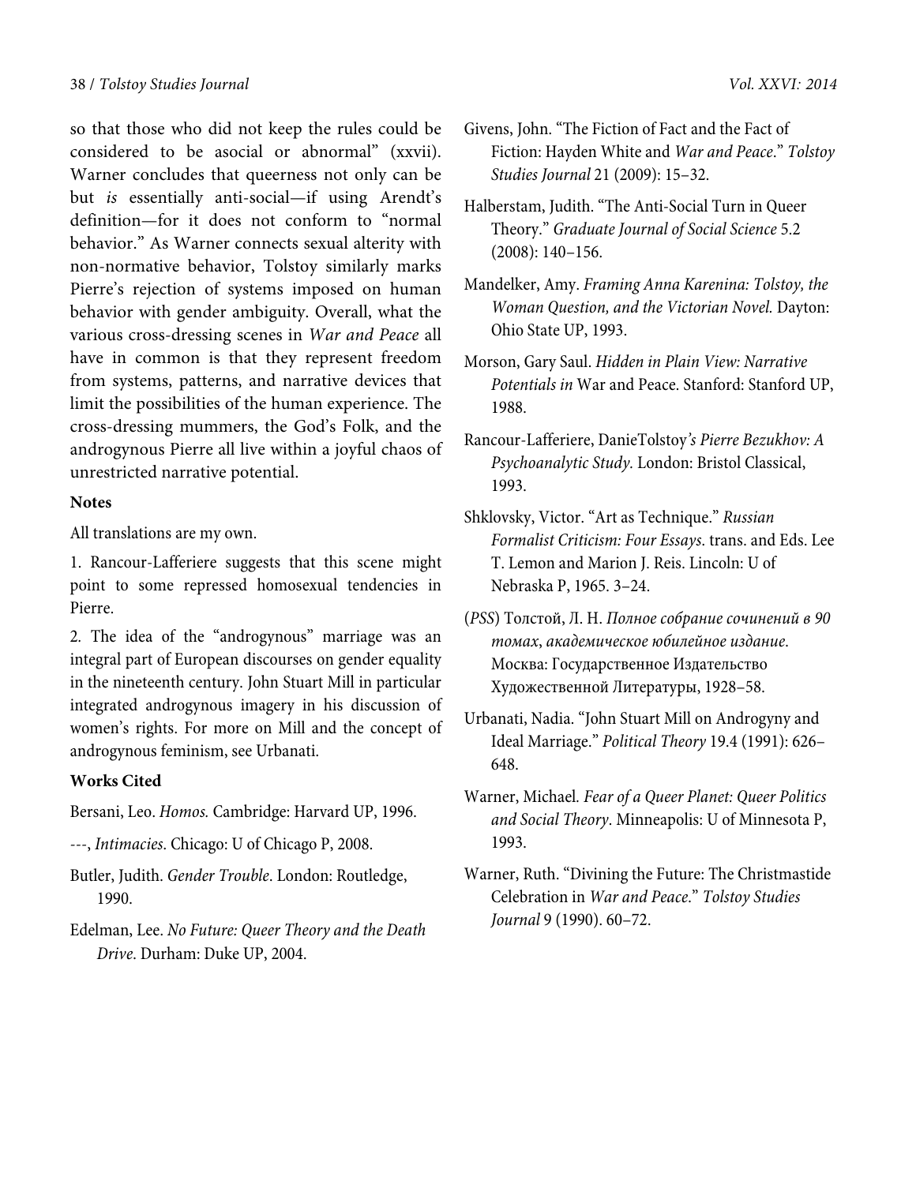so that those who did not keep the rules could be considered to be asocial or abnormal" (xxvii). Warner concludes that queerness not only can be but *is* essentially anti-social—if using Arendt's definition—for it does not conform to "normal behavior." As Warner connects sexual alterity with non-normative behavior, Tolstoy similarly marks Pierre's rejection of systems imposed on human behavior with gender ambiguity. Overall, what the various cross-dressing scenes in *War and Peace* all have in common is that they represent freedom from systems, patterns, and narrative devices that limit the possibilities of the human experience. The cross-dressing mummers, the God's Folk, and the androgynous Pierre all live within a joyful chaos of unrestricted narrative potential.

## Notes

All translations are my own.

1. Rancour-Lafferiere suggests that this scene might point to some repressed homosexual tendencies in Pierre.

2. The idea of the "androgynous" marriage was an integral part of European discourses on gender equality in the nineteenth century. John Stuart Mill in particular integrated androgynous imagery in his discussion of women's rights. For more on Mill and the concept of androgynous feminism, see Urbanati.

## Works Cited

Bersani, Leo. *Homos.* Cambridge: Harvard UP, 1996.

---, *Intimacies*. Chicago: U of Chicago P, 2008.

Butler, Judith. *Gender Trouble*. London: Routledge, 1990.

Edelman, Lee. *No Future: Queer Theory and the Death Drive*. Durham: Duke UP, 2004.

Givens, John. "The Fiction of Fact and the Fact of Fiction: Hayden White and *War and Peace*." *Tolstoy Studies Journal* 21 (2009): 15–32.

Halberstam, Judith. "The Anti-Social Turn in Queer Theory." *Graduate Journal of Social Science* 5.2 (2008): 140–156.

Mandelker, Amy. *Framing Anna Karenina: Tolstoy, the Woman Question, and the Victorian Novel.* Dayton: Ohio State UP, 1993.

Morson, Gary Saul. *Hidden in Plain View: Narrative Potentials in* War and Peace. Stanford: Stanford UP, 1988.

Rancour-Lafferiere, DanieTolstoy*'s Pierre Bezukhov: A Psychoanalytic Study.* London: Bristol Classical, 1993.

Shklovsky, Victor. "Art as Technique." *Russian Formalist Criticism: Four Essays*. trans. and Eds. Lee T. Lemon and Marion J. Reis. Lincoln: U of Nebraska P, 1965. 3–24.

(*PSS*) Толстой, Л. Н. *Полное собрание сочинений в 90 томах, академическое юбилейное издание*. Москва: Государственное Издательство Художественной Литературы, 1928–58.

Urbanati, Nadia. "John Stuart Mill on Androgyny and Ideal Marriage." *Political Theory* 19.4 (1991): 626–648.

Warner, Michael. *Fear of a Queer Planet: Queer Politics and Social Theory*. Minneapolis: U of Minnesota P, 1993.

Warner, Ruth. "Divining the Future: The Christmastide Celebration in *War and Peace*." *Tolstoy Studies Journal* 9 (1990). 60–72.